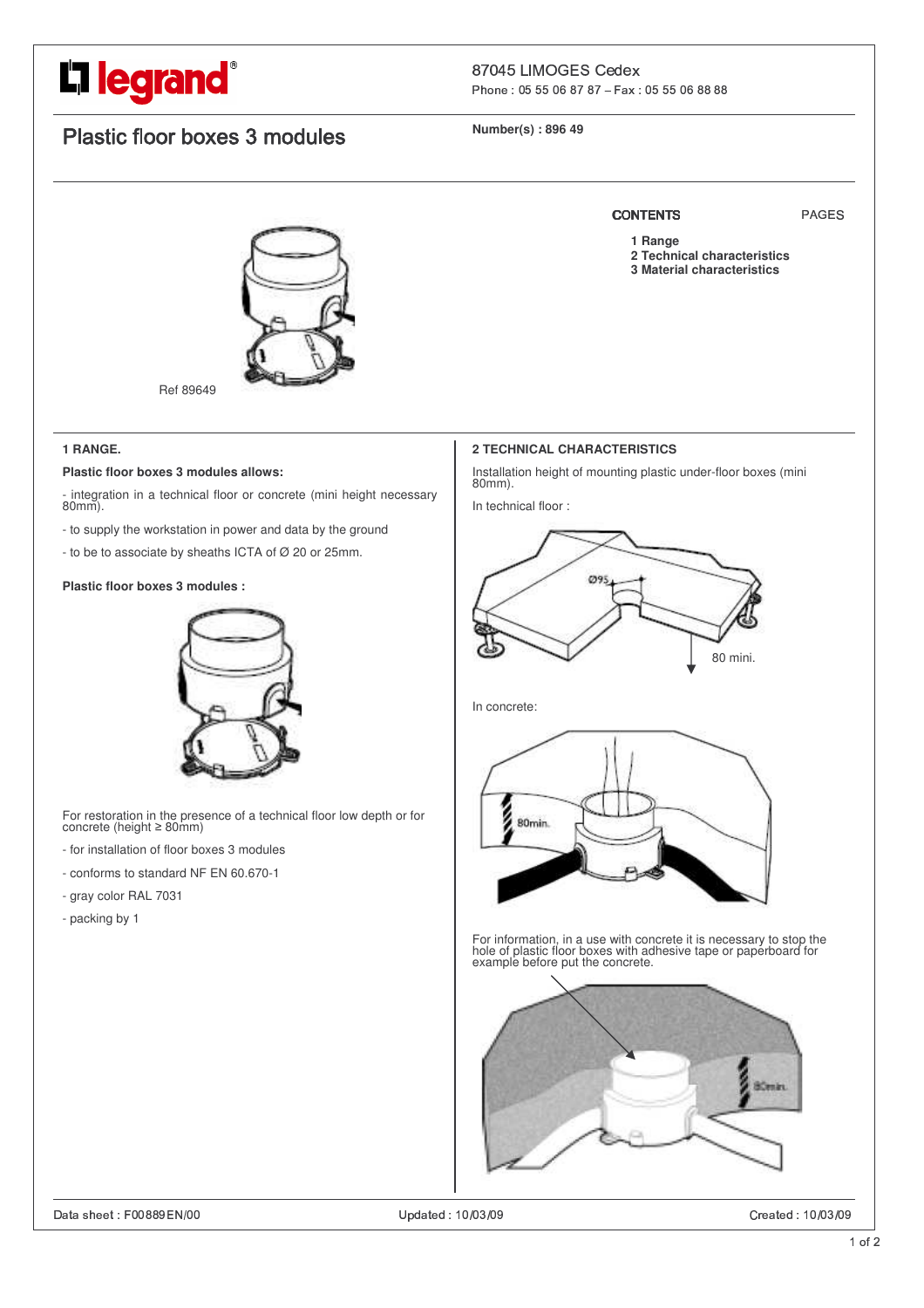legrand®

87045 LIMOGES Cedex
Phone : 05 55 06 87 87 – Fax : 05 55 06 88 88

# Plastic floor boxes 3 modules

Number(s) : 896 49

Ref 89649

| CONTENTS | PAGES |
|---|---|
| 1 Range | |
| 2 Technical characteristics | |
| 3 Material characteristics | |

## 1 RANGE.

**Plastic floor boxes 3 modules allows:**

- integration in a technical floor or concrete (mini height necessary 80mm).
- to supply the workstation in power and data by the ground
- to be to associate by sheaths ICTA of Ø 20 or 25mm.

**Plastic floor boxes 3 modules :**

For restoration in the presence of a technical floor low depth or for concrete (height ≥ 80mm)

- for installation of floor boxes 3 modules
- conforms to standard NF EN 60.670-1
- gray color RAL 7031
- packing by 1

## 2 TECHNICAL CHARACTERISTICS

Installation height of mounting plastic under-floor boxes (mini 80mm).

In technical floor :

Ø95

80 mini.

In concrete:

80min.

For information, in a use with concrete it is necessary to stop the hole of plastic floor boxes with adhesive tape or paperboard for example before put the concrete.

80min.

Data sheet : F00889EN/00 Updated : 10/03/09 Created : 10/03/09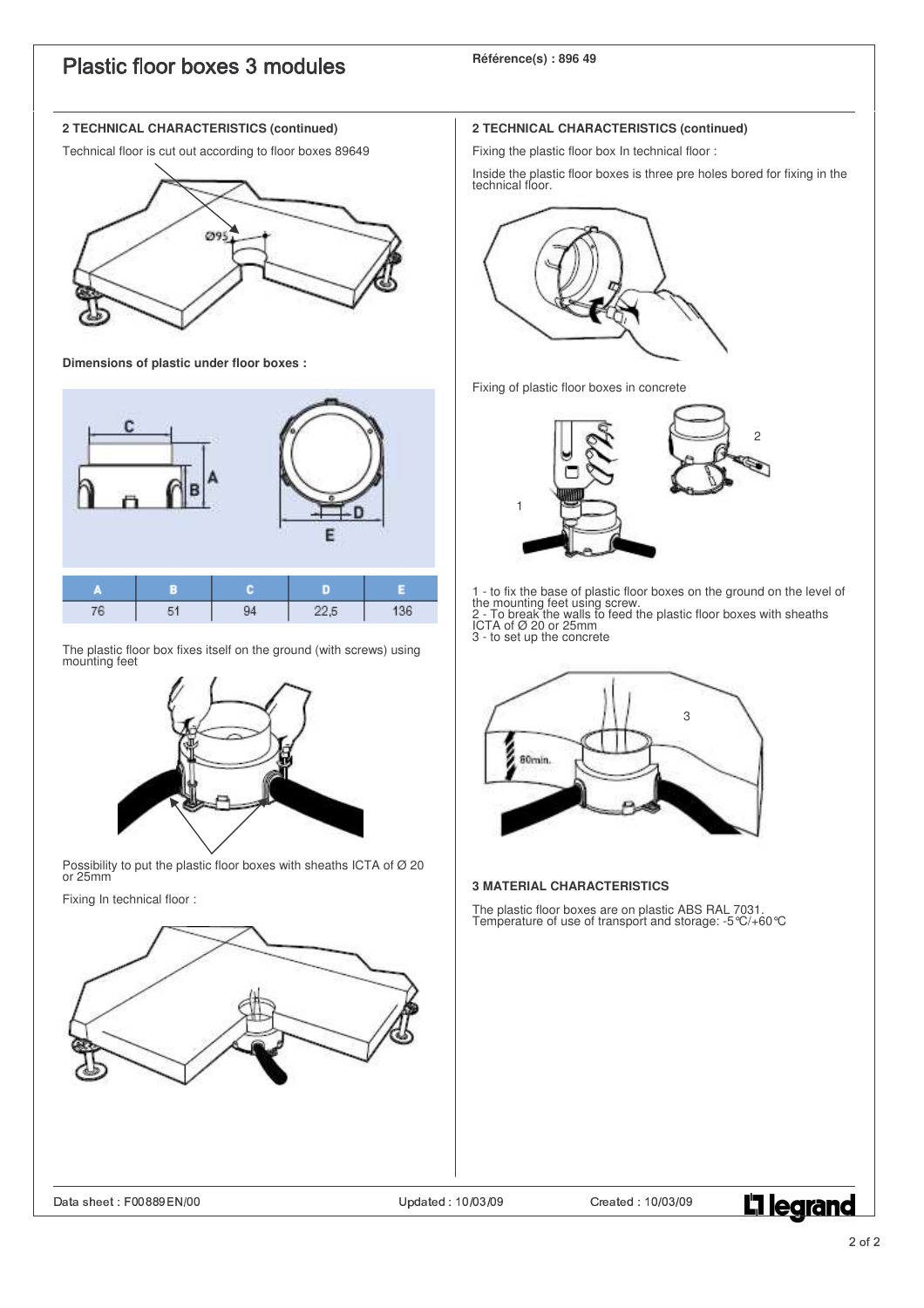# Plastic floor boxes 3 modules

**Référence(s) : 896 49**

**2 TECHNICAL CHARACTERISTICS (continued)**

Technical floor is cut out according to floor boxes 89649

Ø95

**Dimensions of plastic under floor boxes :**

| A | B | C | D | E |
|---|---|---|---|---|
| 76 | 51 | 94 | 22,5 | 136 |

The plastic floor box fixes itself on the ground (with screws) using mounting feet

Possibility to put the plastic floor boxes with sheaths ICTA of Ø 20 or 25mm

Fixing In technical floor :

**2 TECHNICAL CHARACTERISTICS (continued)**

Fixing the plastic floor box In technical floor :

Inside the plastic floor boxes is three pre holes bored for fixing in the technical floor.

Fixing of plastic floor boxes in concrete

1 - to fix the base of plastic floor boxes on the ground on the level of the mounting feet using screw.
2 - To break the walls to feed the plastic floor boxes with sheaths ICTA of Ø 20 or 25mm
3 - to set up the concrete

80min.

**3 MATERIAL CHARACTERISTICS**

The plastic floor boxes are on plastic ABS RAL 7031.
Temperature of use of transport and storage: -5°C/+60°C

Data sheet : F00889EN/00 Updated : 10/03/09 Created : 10/03/09